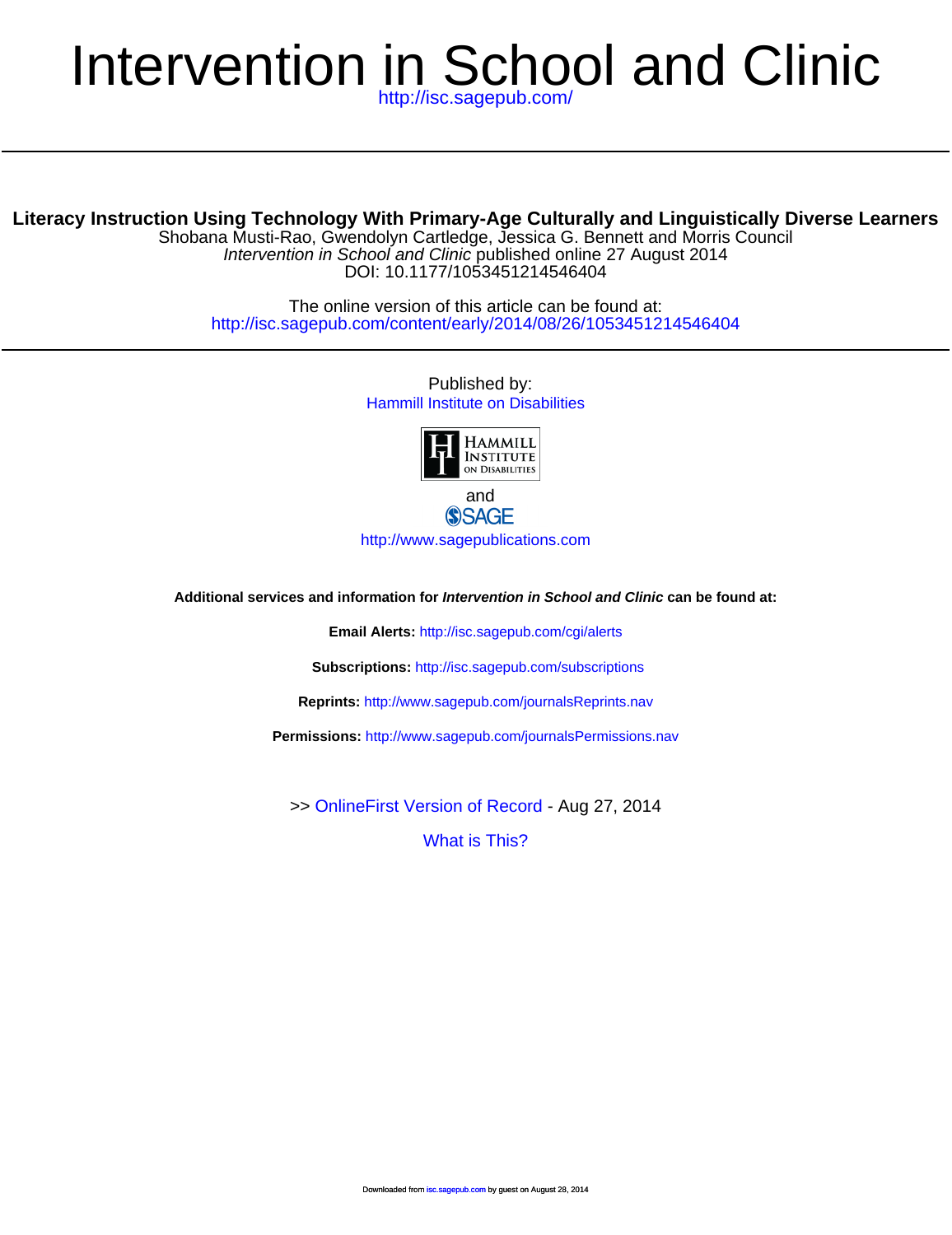# Intervention in School and Clinic

http://isc.sagepub.com/

---

## Literacy Instruction Using Technology With Primary-Age Culturally and Linguistically Diverse Learners

Shobana Musti-Rao, Gwendolyn Cartledge, Jessica G. Bennett and Morris Council

*Intervention in School and Clinic* published online 27 August 2014

DOI: 10.1177/1053451214546404

The online version of this article can be found at:

http://isc.sagepub.com/content/early/2014/08/26/1053451214546404

---

Published by:

Hammill Institute on Disabilities

HAMMILL INSTITUTE ON DISABILITIES

and

SAGE

http://www.sagepublications.com

**Additional services and information for *Intervention in School and Clinic* can be found at:**

**Email Alerts:** http://isc.sagepub.com/cgi/alerts

**Subscriptions:** http://isc.sagepub.com/subscriptions

**Reprints:** http://www.sagepub.com/journalsReprints.nav

**Permissions:** http://www.sagepub.com/journalsPermissions.nav

>> OnlineFirst Version of Record - Aug 27, 2014

What is This?

Downloaded from isc.sagepub.com by guest on August 28, 2014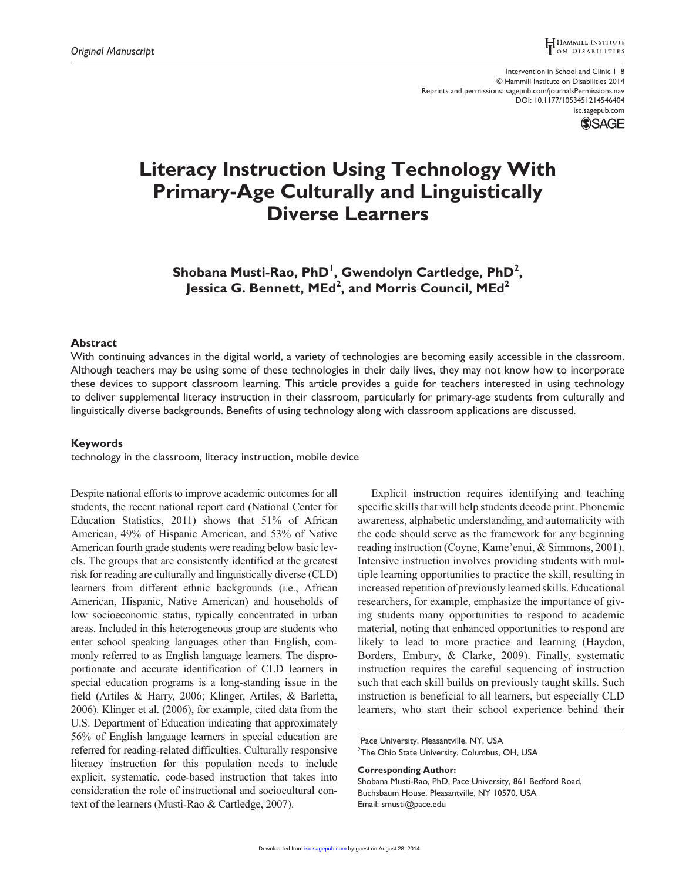# Literacy Instruction Using Technology With Primary-Age Culturally and Linguistically Diverse Learners

**Shobana Musti-Rao, PhD[1], Gwendolyn Cartledge, PhD[2], Jessica G. Bennett, MEd[2], and Morris Council, MEd[2]**

## Abstract

With continuing advances in the digital world, a variety of technologies are becoming easily accessible in the classroom. Although teachers may be using some of these technologies in their daily lives, they may not know how to incorporate these devices to support classroom learning. This article provides a guide for teachers interested in using technology to deliver supplemental literacy instruction in their classroom, particularly for primary-age students from culturally and linguistically diverse backgrounds. Benefits of using technology along with classroom applications are discussed.

## Keywords

technology in the classroom, literacy instruction, mobile device

Despite national efforts to improve academic outcomes for all students, the recent national report card (National Center for Education Statistics, 2011) shows that 51% of African American, 49% of Hispanic American, and 53% of Native American fourth grade students were reading below basic levels. The groups that are consistently identified at the greatest risk for reading are culturally and linguistically diverse (CLD) learners from different ethnic backgrounds (i.e., African American, Hispanic, Native American) and households of low socioeconomic status, typically concentrated in urban areas. Included in this heterogeneous group are students who enter school speaking languages other than English, commonly referred to as English language learners. The disproportionate and accurate identification of CLD learners in special education programs is a long-standing issue in the field (Artiles & Harry, 2006; Klinger, Artiles, & Barletta, 2006). Klinger et al. (2006), for example, cited data from the U.S. Department of Education indicating that approximately 56% of English language learners in special education are referred for reading-related difficulties. Culturally responsive literacy instruction for this population needs to include explicit, systematic, code-based instruction that takes into consideration the role of instructional and sociocultural context of the learners (Musti-Rao & Cartledge, 2007).

Explicit instruction requires identifying and teaching specific skills that will help students decode print. Phonemic awareness, alphabetic understanding, and automaticity with the code should serve as the framework for any beginning reading instruction (Coyne, Kame'enui, & Simmons, 2001). Intensive instruction involves providing students with multiple learning opportunities to practice the skill, resulting in increased repetition of previously learned skills. Educational researchers, for example, emphasize the importance of giving students many opportunities to respond to academic material, noting that enhanced opportunities to respond are likely to lead to more practice and learning (Haydon, Borders, Embury, & Clarke, 2009). Finally, systematic instruction requires the careful sequencing of instruction such that each skill builds on previously taught skills. Such instruction is beneficial to all learners, but especially CLD learners, who start their school experience behind their

[1]Pace University, Pleasantville, NY, USA
[2]The Ohio State University, Columbus, OH, USA

**Corresponding Author:**
Shobana Musti-Rao, PhD, Pace University, 861 Bedford Road, Buchsbaum House, Pleasantville, NY 10570, USA
Email: smusti@pace.edu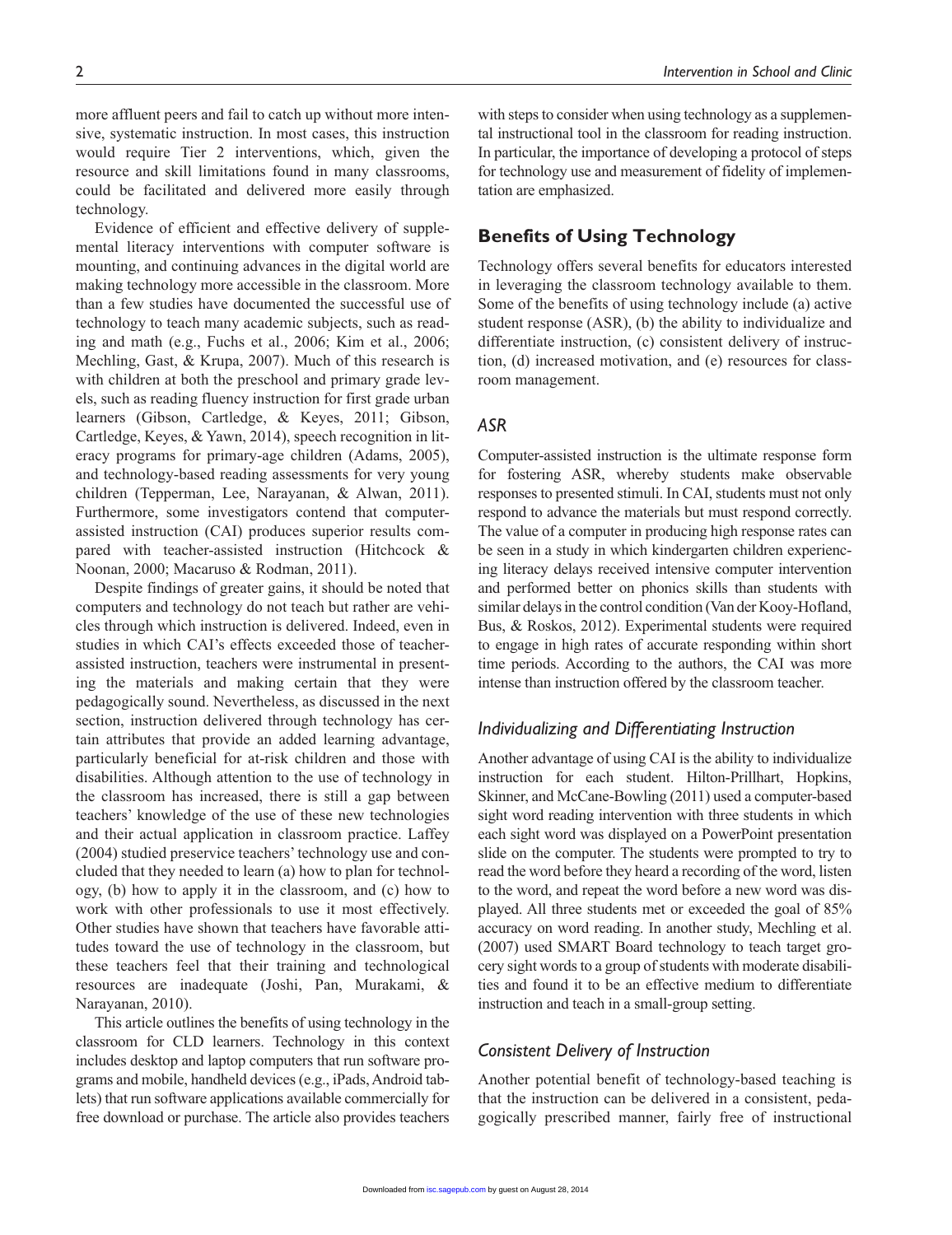more affluent peers and fail to catch up without more intensive, systematic instruction. In most cases, this instruction would require Tier 2 interventions, which, given the resource and skill limitations found in many classrooms, could be facilitated and delivered more easily through technology.

Evidence of efficient and effective delivery of supplemental literacy interventions with computer software is mounting, and continuing advances in the digital world are making technology more accessible in the classroom. More than a few studies have documented the successful use of technology to teach many academic subjects, such as reading and math (e.g., Fuchs et al., 2006; Kim et al., 2006; Mechling, Gast, & Krupa, 2007). Much of this research is with children at both the preschool and primary grade levels, such as reading fluency instruction for first grade urban learners (Gibson, Cartledge, & Keyes, 2011; Gibson, Cartledge, Keyes, & Yawn, 2014), speech recognition in literacy programs for primary-age children (Adams, 2005), and technology-based reading assessments for very young children (Tepperman, Lee, Narayanan, & Alwan, 2011). Furthermore, some investigators contend that computer-assisted instruction (CAI) produces superior results compared with teacher-assisted instruction (Hitchcock & Noonan, 2000; Macaruso & Rodman, 2011).

Despite findings of greater gains, it should be noted that computers and technology do not teach but rather are vehicles through which instruction is delivered. Indeed, even in studies in which CAI's effects exceeded those of teacher-assisted instruction, teachers were instrumental in presenting the materials and making certain that they were pedagogically sound. Nevertheless, as discussed in the next section, instruction delivered through technology has certain attributes that provide an added learning advantage, particularly beneficial for at-risk children and those with disabilities. Although attention to the use of technology in the classroom has increased, there is still a gap between teachers' knowledge of the use of these new technologies and their actual application in classroom practice. Laffey (2004) studied preservice teachers' technology use and concluded that they needed to learn (a) how to plan for technology, (b) how to apply it in the classroom, and (c) how to work with other professionals to use it most effectively. Other studies have shown that teachers have favorable attitudes toward the use of technology in the classroom, but these teachers feel that their training and technological resources are inadequate (Joshi, Pan, Murakami, & Narayanan, 2010).

This article outlines the benefits of using technology in the classroom for CLD learners. Technology in this context includes desktop and laptop computers that run software programs and mobile, handheld devices (e.g., iPads, Android tablets) that run software applications available commercially for free download or purchase. The article also provides teachers with steps to consider when using technology as a supplemental instructional tool in the classroom for reading instruction. In particular, the importance of developing a protocol of steps for technology use and measurement of fidelity of implementation are emphasized.

## Benefits of Using Technology

Technology offers several benefits for educators interested in leveraging the classroom technology available to them. Some of the benefits of using technology include (a) active student response (ASR), (b) the ability to individualize and differentiate instruction, (c) consistent delivery of instruction, (d) increased motivation, and (e) resources for classroom management.

### *ASR*

Computer-assisted instruction is the ultimate response form for fostering ASR, whereby students make observable responses to presented stimuli. In CAI, students must not only respond to advance the materials but must respond correctly. The value of a computer in producing high response rates can be seen in a study in which kindergarten children experiencing literacy delays received intensive computer intervention and performed better on phonics skills than students with similar delays in the control condition (Van der Kooy-Hofland, Bus, & Roskos, 2012). Experimental students were required to engage in high rates of accurate responding within short time periods. According to the authors, the CAI was more intense than instruction offered by the classroom teacher.

### *Individualizing and Differentiating Instruction*

Another advantage of using CAI is the ability to individualize instruction for each student. Hilton-Prillhart, Hopkins, Skinner, and McCane-Bowling (2011) used a computer-based sight word reading intervention with three students in which each sight word was displayed on a PowerPoint presentation slide on the computer. The students were prompted to try to read the word before they heard a recording of the word, listen to the word, and repeat the word before a new word was displayed. All three students met or exceeded the goal of 85% accuracy on word reading. In another study, Mechling et al. (2007) used SMART Board technology to teach target grocery sight words to a group of students with moderate disabilities and found it to be an effective medium to differentiate instruction and teach in a small-group setting.

### *Consistent Delivery of Instruction*

Another potential benefit of technology-based teaching is that the instruction can be delivered in a consistent, pedagogically prescribed manner, fairly free of instructional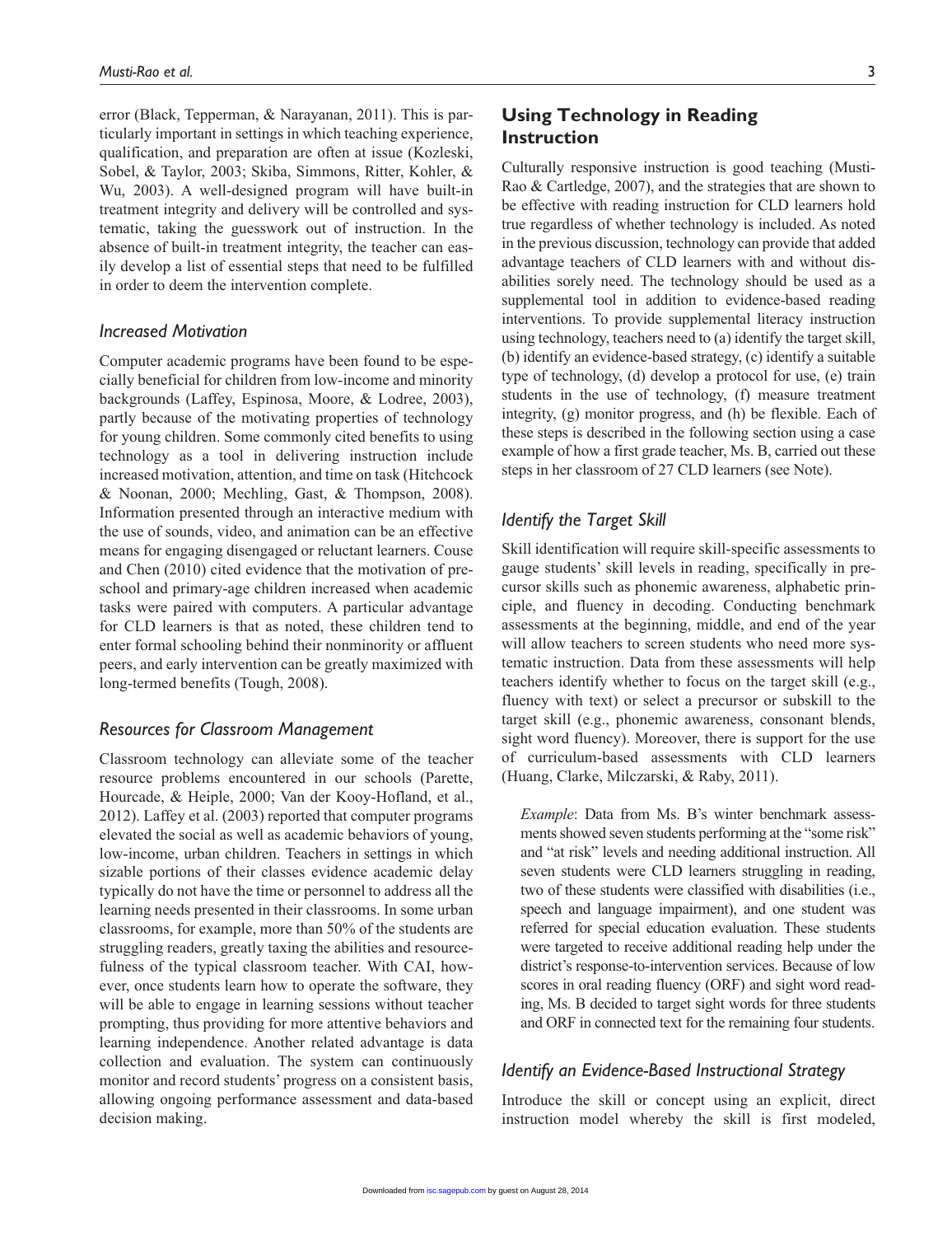error (Black, Tepperman, & Narayanan, 2011). This is particularly important in settings in which teaching experience, qualification, and preparation are often at issue (Kozleski, Sobel, & Taylor, 2003; Skiba, Simmons, Ritter, Kohler, & Wu, 2003). A well-designed program will have built-in treatment integrity and delivery will be controlled and systematic, taking the guesswork out of instruction. In the absence of built-in treatment integrity, the teacher can easily develop a list of essential steps that need to be fulfilled in order to deem the intervention complete.

### *Increased Motivation*

Computer academic programs have been found to be especially beneficial for children from low-income and minority backgrounds (Laffey, Espinosa, Moore, & Lodree, 2003), partly because of the motivating properties of technology for young children. Some commonly cited benefits to using technology as a tool in delivering instruction include increased motivation, attention, and time on task (Hitchcock & Noonan, 2000; Mechling, Gast, & Thompson, 2008). Information presented through an interactive medium with the use of sounds, video, and animation can be an effective means for engaging disengaged or reluctant learners. Couse and Chen (2010) cited evidence that the motivation of preschool and primary-age children increased when academic tasks were paired with computers. A particular advantage for CLD learners is that as noted, these children tend to enter formal schooling behind their nonminority or affluent peers, and early intervention can be greatly maximized with long-termed benefits (Tough, 2008).

### *Resources for Classroom Management*

Classroom technology can alleviate some of the teacher resource problems encountered in our schools (Parette, Hourcade, & Heiple, 2000; Van der Kooy-Hofland, et al., 2012). Laffey et al. (2003) reported that computer programs elevated the social as well as academic behaviors of young, low-income, urban children. Teachers in settings in which sizable portions of their classes evidence academic delay typically do not have the time or personnel to address all the learning needs presented in their classrooms. In some urban classrooms, for example, more than 50% of the students are struggling readers, greatly taxing the abilities and resourcefulness of the typical classroom teacher. With CAI, however, once students learn how to operate the software, they will be able to engage in learning sessions without teacher prompting, thus providing for more attentive behaviors and learning independence. Another related advantage is data collection and evaluation. The system can continuously monitor and record students' progress on a consistent basis, allowing ongoing performance assessment and data-based decision making.

## Using Technology in Reading Instruction

Culturally responsive instruction is good teaching (Musti-Rao & Cartledge, 2007), and the strategies that are shown to be effective with reading instruction for CLD learners hold true regardless of whether technology is included. As noted in the previous discussion, technology can provide that added advantage teachers of CLD learners with and without disabilities sorely need. The technology should be used as a supplemental tool in addition to evidence-based reading interventions. To provide supplemental literacy instruction using technology, teachers need to (a) identify the target skill, (b) identify an evidence-based strategy, (c) identify a suitable type of technology, (d) develop a protocol for use, (e) train students in the use of technology, (f) measure treatment integrity, (g) monitor progress, and (h) be flexible. Each of these steps is described in the following section using a case example of how a first grade teacher, Ms. B, carried out these steps in her classroom of 27 CLD learners (see Note).

### *Identify the Target Skill*

Skill identification will require skill-specific assessments to gauge students' skill levels in reading, specifically in precursor skills such as phonemic awareness, alphabetic principle, and fluency in decoding. Conducting benchmark assessments at the beginning, middle, and end of the year will allow teachers to screen students who need more systematic instruction. Data from these assessments will help teachers identify whether to focus on the target skill (e.g., fluency with text) or select a precursor or subskill to the target skill (e.g., phonemic awareness, consonant blends, sight word fluency). Moreover, there is support for the use of curriculum-based assessments with CLD learners (Huang, Clarke, Milczarski, & Raby, 2011).

> *Example*: Data from Ms. B's winter benchmark assessments showed seven students performing at the "some risk" and "at risk" levels and needing additional instruction. All seven students were CLD learners struggling in reading, two of these students were classified with disabilities (i.e., speech and language impairment), and one student was referred for special education evaluation. These students were targeted to receive additional reading help under the district's response-to-intervention services. Because of low scores in oral reading fluency (ORF) and sight word reading, Ms. B decided to target sight words for three students and ORF in connected text for the remaining four students.

### *Identify an Evidence-Based Instructional Strategy*

Introduce the skill or concept using an explicit, direct instruction model whereby the skill is first modeled,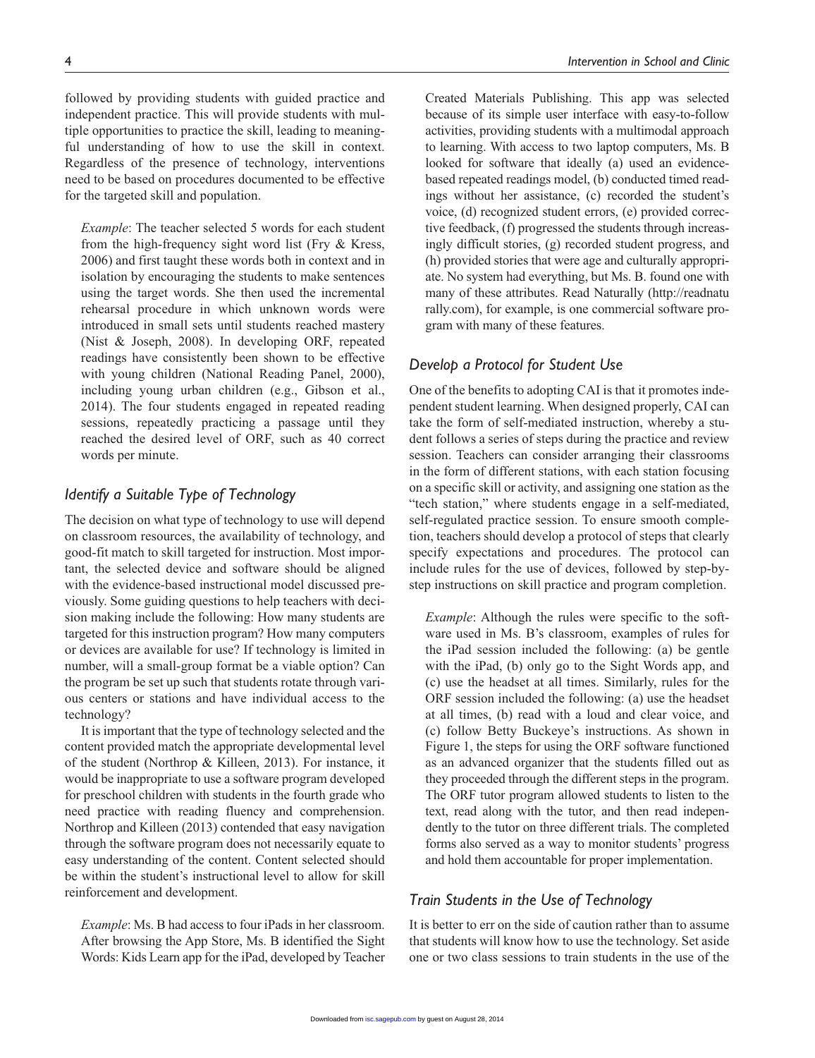followed by providing students with guided practice and independent practice. This will provide students with multiple opportunities to practice the skill, leading to meaningful understanding of how to use the skill in context. Regardless of the presence of technology, interventions need to be based on procedures documented to be effective for the targeted skill and population.

> *Example*: The teacher selected 5 words for each student from the high-frequency sight word list (Fry & Kress, 2006) and first taught these words both in context and in isolation by encouraging the students to make sentences using the target words. She then used the incremental rehearsal procedure in which unknown words were introduced in small sets until students reached mastery (Nist & Joseph, 2008). In developing ORF, repeated readings have consistently been shown to be effective with young children (National Reading Panel, 2000), including young urban children (e.g., Gibson et al., 2014). The four students engaged in repeated reading sessions, repeatedly practicing a passage until they reached the desired level of ORF, such as 40 correct words per minute.

### *Identify a Suitable Type of Technology*

The decision on what type of technology to use will depend on classroom resources, the availability of technology, and good-fit match to skill targeted for instruction. Most important, the selected device and software should be aligned with the evidence-based instructional model discussed previously. Some guiding questions to help teachers with decision making include the following: How many students are targeted for this instruction program? How many computers or devices are available for use? If technology is limited in number, will a small-group format be a viable option? Can the program be set up such that students rotate through various centers or stations and have individual access to the technology?

It is important that the type of technology selected and the content provided match the appropriate developmental level of the student (Northrop & Killeen, 2013). For instance, it would be inappropriate to use a software program developed for preschool children with students in the fourth grade who need practice with reading fluency and comprehension. Northrop and Killeen (2013) contended that easy navigation through the software program does not necessarily equate to easy understanding of the content. Content selected should be within the student's instructional level to allow for skill reinforcement and development.

> *Example*: Ms. B had access to four iPads in her classroom. After browsing the App Store, Ms. B identified the Sight Words: Kids Learn app for the iPad, developed by Teacher Created Materials Publishing. This app was selected because of its simple user interface with easy-to-follow activities, providing students with a multimodal approach to learning. With access to two laptop computers, Ms. B looked for software that ideally (a) used an evidence-based repeated readings model, (b) conducted timed readings without her assistance, (c) recorded the student's voice, (d) recognized student errors, (e) provided corrective feedback, (f) progressed the students through increasingly difficult stories, (g) recorded student progress, and (h) provided stories that were age and culturally appropriate. No system had everything, but Ms. B. found one with many of these attributes. Read Naturally (http://readnaturally.com), for example, is one commercial software program with many of these features.

### *Develop a Protocol for Student Use*

One of the benefits to adopting CAI is that it promotes independent student learning. When designed properly, CAI can take the form of self-mediated instruction, whereby a student follows a series of steps during the practice and review session. Teachers can consider arranging their classrooms in the form of different stations, with each station focusing on a specific skill or activity, and assigning one station as the "tech station," where students engage in a self-mediated, self-regulated practice session. To ensure smooth completion, teachers should develop a protocol of steps that clearly specify expectations and procedures. The protocol can include rules for the use of devices, followed by step-by-step instructions on skill practice and program completion.

> *Example*: Although the rules were specific to the software used in Ms. B's classroom, examples of rules for the iPad session included the following: (a) be gentle with the iPad, (b) only go to the Sight Words app, and (c) use the headset at all times. Similarly, rules for the ORF session included the following: (a) use the headset at all times, (b) read with a loud and clear voice, and (c) follow Betty Buckeye's instructions. As shown in Figure 1, the steps for using the ORF software functioned as an advanced organizer that the students filled out as they proceeded through the different steps in the program. The ORF tutor program allowed students to listen to the text, read along with the tutor, and then read independently to the tutor on three different trials. The completed forms also served as a way to monitor students' progress and hold them accountable for proper implementation.

### *Train Students in the Use of Technology*

It is better to err on the side of caution rather than to assume that students will know how to use the technology. Set aside one or two class sessions to train students in the use of the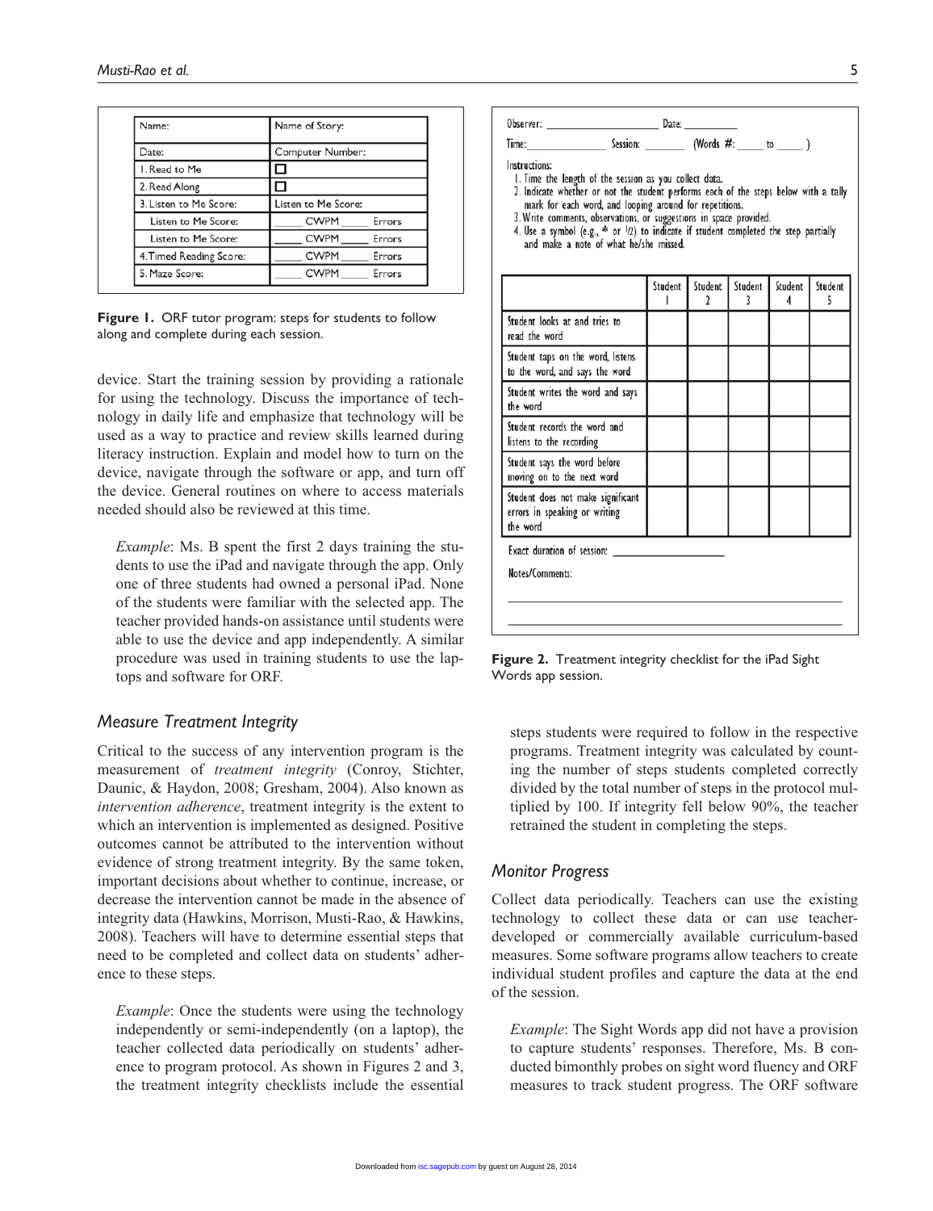| Name: | Name of Story: |
|---|---|
| Date: | Computer Number: |
| 1. Read to Me | ☐ |
| 2. Read Along | ☐ |
| 3. Listen to Me Score: | Listen to Me Score: |
| Listen to Me Score: | _____ CWPM _____ Errors |
| Listen to Me Score: | _____ CWPM _____ Errors |
| 4. Timed Reading Score: | _____ CWPM _____ Errors |
| 5. Maze Score: | _____ CWPM _____ Errors |

**Figure 1.** ORF tutor program: steps for students to follow along and complete during each session.

device. Start the training session by providing a rationale for using the technology. Discuss the importance of technology in daily life and emphasize that technology will be used as a way to practice and review skills learned during literacy instruction. Explain and model how to turn on the device, navigate through the software or app, and turn off the device. General routines on where to access materials needed should also be reviewed at this time.

*Example*: Ms. B spent the first 2 days training the students to use the iPad and navigate through the app. Only one of three students had owned a personal iPad. None of the students were familiar with the selected app. The teacher provided hands-on assistance until students were able to use the device and app independently. A similar procedure was used in training students to use the laptops and software for ORF.

### Measure Treatment Integrity

Critical to the success of any intervention program is the measurement of *treatment integrity* (Conroy, Stichter, Daunic, & Haydon, 2008; Gresham, 2004). Also known as *intervention adherence*, treatment integrity is the extent to which an intervention is implemented as designed. Positive outcomes cannot be attributed to the intervention without evidence of strong treatment integrity. By the same token, important decisions about whether to continue, increase, or decrease the intervention cannot be made in the absence of integrity data (Hawkins, Morrison, Musti-Rao, & Hawkins, 2008). Teachers will have to determine essential steps that need to be completed and collect data on students' adherence to these steps.

*Example*: Once the students were using the technology independently or semi-independently (on a laptop), the teacher collected data periodically on students' adherence to program protocol. As shown in Figures 2 and 3, the treatment integrity checklists include the essential

Observer: ____________________ Date: __________

Time: ______________ Session: ________ (Words #: _____ to _____ )

Instructions:

1. Time the length of the session as you collect data.
2. Indicate whether or not the student performs each of the steps below with a tally mark for each word, and looping around for repetitions.
3. Write comments, observations, or suggestions in space provided.
4. Use a symbol (e.g., * or ½) to indicate if student completed the step partially and make a note of what he/she missed.

| | Student 1 | Student 2 | Student 3 | Student 4 | Student 5 |
|---|---|---|---|---|---|
| Student looks at and tries to read the word | | | | | |
| Student taps on the word, listens to the word, and says the word | | | | | |
| Student writes the word and says the word | | | | | |
| Student records the word and listens to the recording | | | | | |
| Student says the word before moving on to the next word | | | | | |
| Student does not make significant errors in speaking or writing the word | | | | | |

Exact duration of session: ____________________

Notes/Comments:

**Figure 2.** Treatment integrity checklist for the iPad Sight Words app session.

steps students were required to follow in the respective programs. Treatment integrity was calculated by counting the number of steps students completed correctly divided by the total number of steps in the protocol multiplied by 100. If integrity fell below 90%, the teacher retrained the student in completing the steps.

### Monitor Progress

Collect data periodically. Teachers can use the existing technology to collect these data or can use teacher-developed or commercially available curriculum-based measures. Some software programs allow teachers to create individual student profiles and capture the data at the end of the session.

*Example*: The Sight Words app did not have a provision to capture students' responses. Therefore, Ms. B conducted bimonthly probes on sight word fluency and ORF measures to track student progress. The ORF software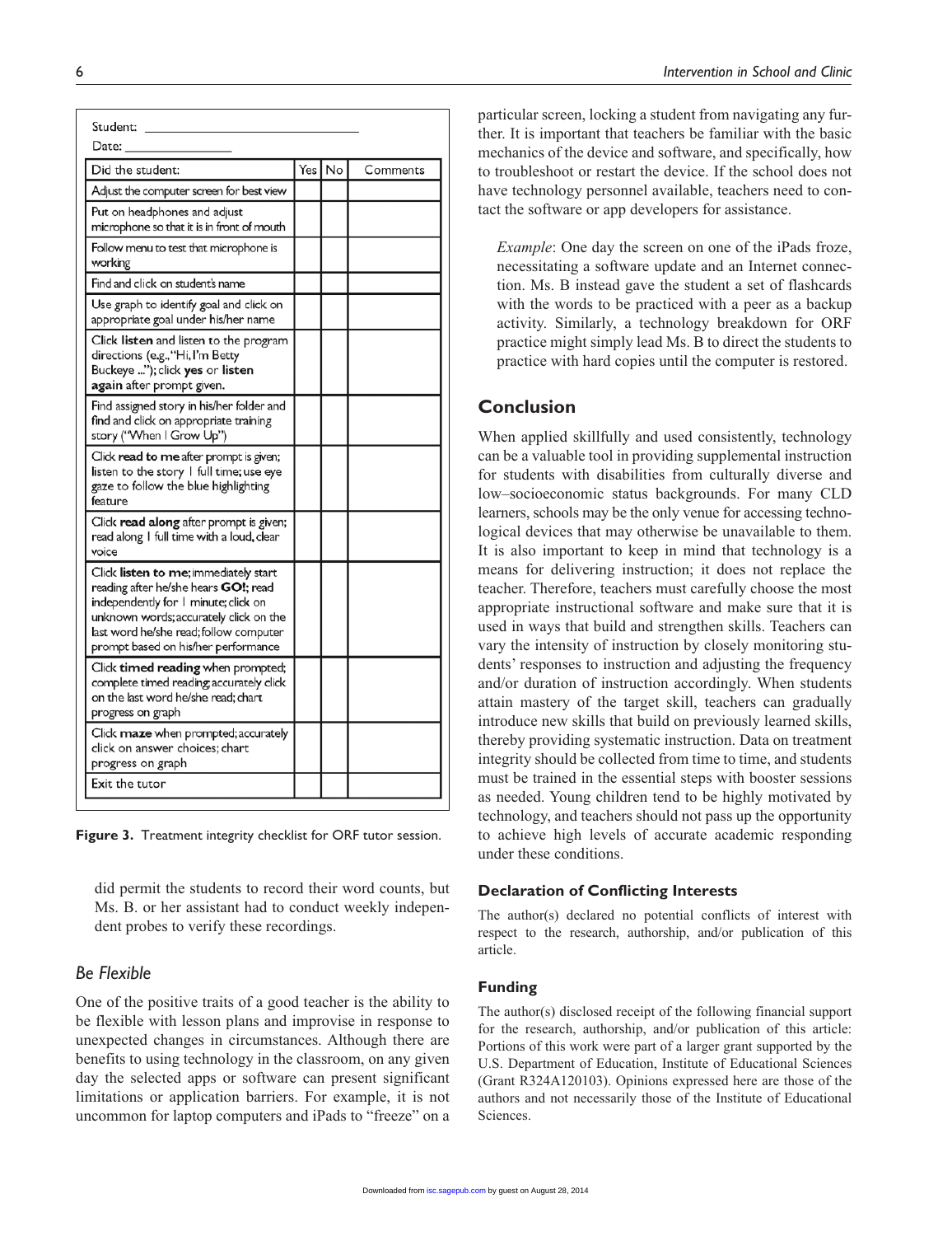Student: ______________________________

Date: ________________

| Did the student: | Yes | No | Comments |
|---|---|---|---|
| Adjust the computer screen for best view | | | |
| Put on headphones and adjust microphone so that it is in front of mouth | | | |
| Follow menu to test that microphone is working | | | |
| Find and click on student's name | | | |
| Use graph to identify goal and click on appropriate goal under his/her name | | | |
| Click **listen** and listen to the program directions (e.g., "Hi, I'm Betty Buckeye ..."); click **yes** or **listen again** after prompt given. | | | |
| Find assigned story in his/her folder and find and click on appropriate training story ("When I Grow Up") | | | |
| Click **read to me** after prompt is given; listen to the story 1 full time; use eye gaze to follow the blue highlighting feature | | | |
| Click **read along** after prompt is given; read along 1 full time with a loud, clear voice | | | |
| Click **listen to me**; immediately start reading after he/she hears **GO!**; read independently for 1 minute; click on unknown words; accurately click on the last word he/she read; follow computer prompt based on his/her performance | | | |
| Click **timed reading** when prompted; complete timed reading; accurately click on the last word he/she read; chart progress on graph | | | |
| Click **maze** when prompted; accurately click on answer choices; chart progress on graph | | | |
| Exit the tutor | | | |

**Figure 3.** Treatment integrity checklist for ORF tutor session.

> did permit the students to record their word counts, but Ms. B. or her assistant had to conduct weekly independent probes to verify these recordings.

### *Be Flexible*

One of the positive traits of a good teacher is the ability to be flexible with lesson plans and improvise in response to unexpected changes in circumstances. Although there are benefits to using technology in the classroom, on any given day the selected apps or software can present significant limitations or application barriers. For example, it is not uncommon for laptop computers and iPads to "freeze" on a particular screen, locking a student from navigating any further. It is important that teachers be familiar with the basic mechanics of the device and software, and specifically, how to troubleshoot or restart the device. If the school does not have technology personnel available, teachers need to contact the software or app developers for assistance.

> *Example*: One day the screen on one of the iPads froze, necessitating a software update and an Internet connection. Ms. B instead gave the student a set of flashcards with the words to be practiced with a peer as a backup activity. Similarly, a technology breakdown for ORF practice might simply lead Ms. B to direct the students to practice with hard copies until the computer is restored.

## Conclusion

When applied skillfully and used consistently, technology can be a valuable tool in providing supplemental instruction for students with disabilities from culturally diverse and low–socioeconomic status backgrounds. For many CLD learners, schools may be the only venue for accessing technological devices that may otherwise be unavailable to them. It is also important to keep in mind that technology is a means for delivering instruction; it does not replace the teacher. Therefore, teachers must carefully choose the most appropriate instructional software and make sure that it is used in ways that build and strengthen skills. Teachers can vary the intensity of instruction by closely monitoring students' responses to instruction and adjusting the frequency and/or duration of instruction accordingly. When students attain mastery of the target skill, teachers can gradually introduce new skills that build on previously learned skills, thereby providing systematic instruction. Data on treatment integrity should be collected from time to time, and students must be trained in the essential steps with booster sessions as needed. Young children tend to be highly motivated by technology, and teachers should not pass up the opportunity to achieve high levels of accurate academic responding under these conditions.

### Declaration of Conflicting Interests

The author(s) declared no potential conflicts of interest with respect to the research, authorship, and/or publication of this article.

### Funding

The author(s) disclosed receipt of the following financial support for the research, authorship, and/or publication of this article: Portions of this work were part of a larger grant supported by the U.S. Department of Education, Institute of Educational Sciences (Grant R324A120103). Opinions expressed here are those of the authors and not necessarily those of the Institute of Educational Sciences.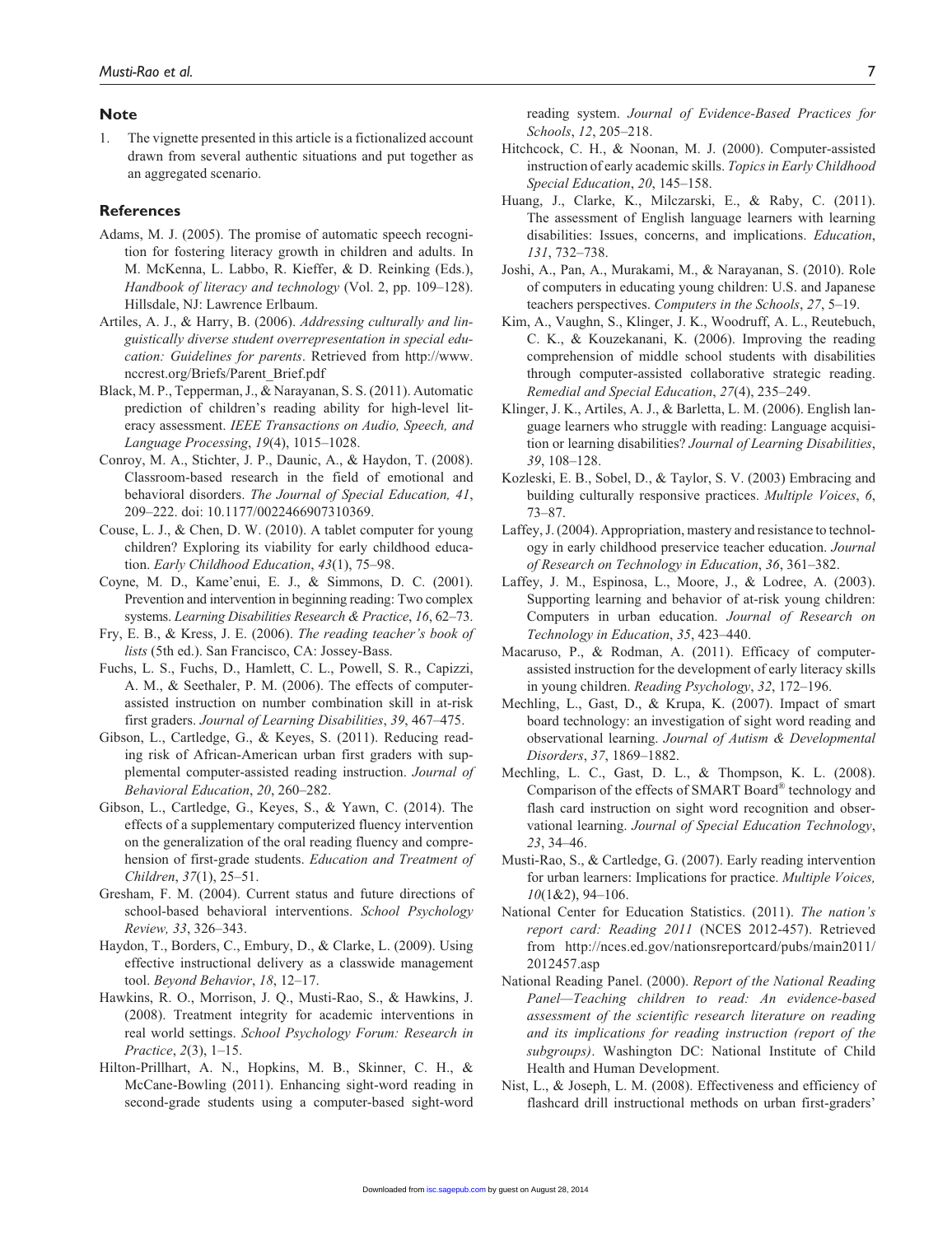## Note

1. The vignette presented in this article is a fictionalized account drawn from several authentic situations and put together as an aggregated scenario.

## References

Adams, M. J. (2005). The promise of automatic speech recognition for fostering literacy growth in children and adults. In M. McKenna, L. Labbo, R. Kieffer, & D. Reinking (Eds.), *Handbook of literacy and technology* (Vol. 2, pp. 109–128). Hillsdale, NJ: Lawrence Erlbaum.

Artiles, A. J., & Harry, B. (2006). *Addressing culturally and linguistically diverse student overrepresentation in special education: Guidelines for parents*. Retrieved from http://www.nccrest.org/Briefs/Parent_Brief.pdf

Black, M. P., Tepperman, J., & Narayanan, S. S. (2011). Automatic prediction of children's reading ability for high-level literacy assessment. *IEEE Transactions on Audio, Speech, and Language Processing*, *19*(4), 1015–1028.

Conroy, M. A., Stichter, J. P., Daunic, A., & Haydon, T. (2008). Classroom-based research in the field of emotional and behavioral disorders. *The Journal of Special Education, 41*, 209–222. doi: 10.1177/0022466907310369.

Couse, L. J., & Chen, D. W. (2010). A tablet computer for young children? Exploring its viability for early childhood education. *Early Childhood Education*, *43*(1), 75–98.

Coyne, M. D., Kame'enui, E. J., & Simmons, D. C. (2001). Prevention and intervention in beginning reading: Two complex systems. *Learning Disabilities Research & Practice*, *16*, 62–73.

Fry, E. B., & Kress, J. E. (2006). *The reading teacher's book of lists* (5th ed.). San Francisco, CA: Jossey-Bass.

Fuchs, L. S., Fuchs, D., Hamlett, C. L., Powell, S. R., Capizzi, A. M., & Seethaler, P. M. (2006). The effects of computer-assisted instruction on number combination skill in at-risk first graders. *Journal of Learning Disabilities*, *39*, 467–475.

Gibson, L., Cartledge, G., & Keyes, S. (2011). Reducing reading risk of African-American urban first graders with supplemental computer-assisted reading instruction. *Journal of Behavioral Education*, *20*, 260–282.

Gibson, L., Cartledge, G., Keyes, S., & Yawn, C. (2014). The effects of a supplementary computerized fluency intervention on the generalization of the oral reading fluency and comprehension of first-grade students. *Education and Treatment of Children*, *37*(1), 25–51.

Gresham, F. M. (2004). Current status and future directions of school-based behavioral interventions. *School Psychology Review, 33*, 326–343.

Haydon, T., Borders, C., Embury, D., & Clarke, L. (2009). Using effective instructional delivery as a classwide management tool. *Beyond Behavior*, *18*, 12–17.

Hawkins, R. O., Morrison, J. Q., Musti-Rao, S., & Hawkins, J. (2008). Treatment integrity for academic interventions in real world settings. *School Psychology Forum: Research in Practice*, *2*(3), 1–15.

Hilton-Prillhart, A. N., Hopkins, M. B., Skinner, C. H., & McCane-Bowling (2011). Enhancing sight-word reading in second-grade students using a computer-based sight-word reading system. *Journal of Evidence-Based Practices for Schools*, *12*, 205–218.

Hitchcock, C. H., & Noonan, M. J. (2000). Computer-assisted instruction of early academic skills. *Topics in Early Childhood Special Education*, *20*, 145–158.

Huang, J., Clarke, K., Milczarski, E., & Raby, C. (2011). The assessment of English language learners with learning disabilities: Issues, concerns, and implications. *Education*, *131*, 732–738.

Joshi, A., Pan, A., Murakami, M., & Narayanan, S. (2010). Role of computers in educating young children: U.S. and Japanese teachers perspectives. *Computers in the Schools*, *27*, 5–19.

Kim, A., Vaughn, S., Klinger, J. K., Woodruff, A. L., Reutebuch, C. K., & Kouzekanani, K. (2006). Improving the reading comprehension of middle school students with disabilities through computer-assisted collaborative strategic reading. *Remedial and Special Education*, *27*(4), 235–249.

Klinger, J. K., Artiles, A. J., & Barletta, L. M. (2006). English language learners who struggle with reading: Language acquisition or learning disabilities? *Journal of Learning Disabilities*, *39*, 108–128.

Kozleski, E. B., Sobel, D., & Taylor, S. V. (2003) Embracing and building culturally responsive practices. *Multiple Voices*, *6*, 73–87.

Laffey, J. (2004). Appropriation, mastery and resistance to technology in early childhood preservice teacher education. *Journal of Research on Technology in Education*, *36*, 361–382.

Laffey, J. M., Espinosa, L., Moore, J., & Lodree, A. (2003). Supporting learning and behavior of at-risk young children: Computers in urban education. *Journal of Research on Technology in Education*, *35*, 423–440.

Macaruso, P., & Rodman, A. (2011). Efficacy of computer-assisted instruction for the development of early literacy skills in young children. *Reading Psychology*, *32*, 172–196.

Mechling, L., Gast, D., & Krupa, K. (2007). Impact of smart board technology: an investigation of sight word reading and observational learning. *Journal of Autism & Developmental Disorders*, *37*, 1869–1882.

Mechling, L. C., Gast, D. L., & Thompson, K. L. (2008). Comparison of the effects of SMART Board® technology and flash card instruction on sight word recognition and observational learning. *Journal of Special Education Technology*, *23*, 34–46.

Musti-Rao, S., & Cartledge, G. (2007). Early reading intervention for urban learners: Implications for practice. *Multiple Voices, 10*(1&2), 94–106.

National Center for Education Statistics. (2011). *The nation's report card: Reading 2011* (NCES 2012-457). Retrieved from http://nces.ed.gov/nationsreportcard/pubs/main2011/2012457.asp

National Reading Panel. (2000). *Report of the National Reading Panel—Teaching children to read: An evidence-based assessment of the scientific research literature on reading and its implications for reading instruction (report of the subgroups)*. Washington DC: National Institute of Child Health and Human Development.

Nist, L., & Joseph, L. M. (2008). Effectiveness and efficiency of flashcard drill instructional methods on urban first-graders'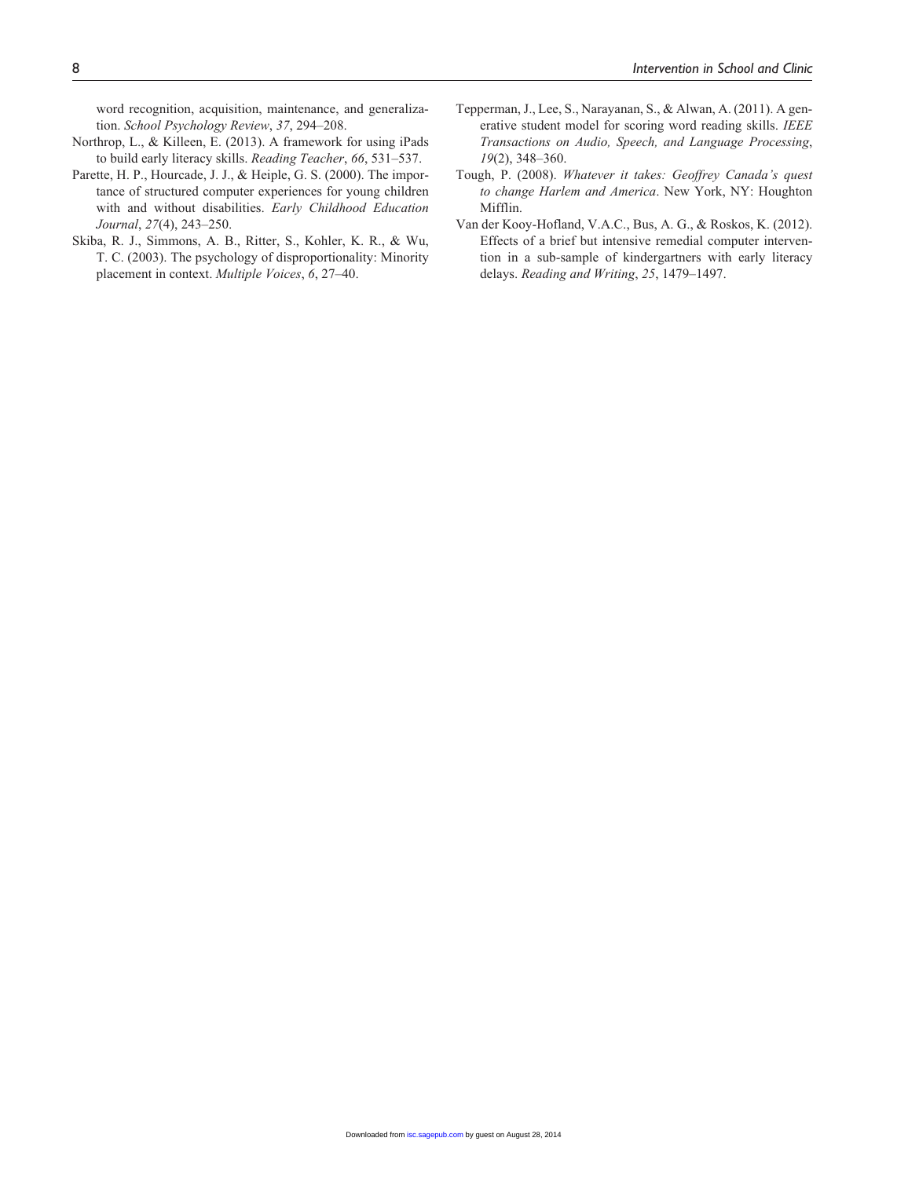word recognition, acquisition, maintenance, and generalization. *School Psychology Review*, *37*, 294–208.

Northrop, L., & Killeen, E. (2013). A framework for using iPads to build early literacy skills. *Reading Teacher*, *66*, 531–537.

Parette, H. P., Hourcade, J. J., & Heiple, G. S. (2000). The importance of structured computer experiences for young children with and without disabilities. *Early Childhood Education Journal*, *27*(4), 243–250.

Skiba, R. J., Simmons, A. B., Ritter, S., Kohler, K. R., & Wu, T. C. (2003). The psychology of disproportionality: Minority placement in context. *Multiple Voices*, *6*, 27–40.

Tepperman, J., Lee, S., Narayanan, S., & Alwan, A. (2011). A generative student model for scoring word reading skills. *IEEE Transactions on Audio, Speech, and Language Processing*, *19*(2), 348–360.

Tough, P. (2008). *Whatever it takes: Geoffrey Canada's quest to change Harlem and America*. New York, NY: Houghton Mifflin.

Van der Kooy-Hofland, V.A.C., Bus, A. G., & Roskos, K. (2012). Effects of a brief but intensive remedial computer intervention in a sub-sample of kindergartners with early literacy delays. *Reading and Writing*, *25*, 1479–1497.